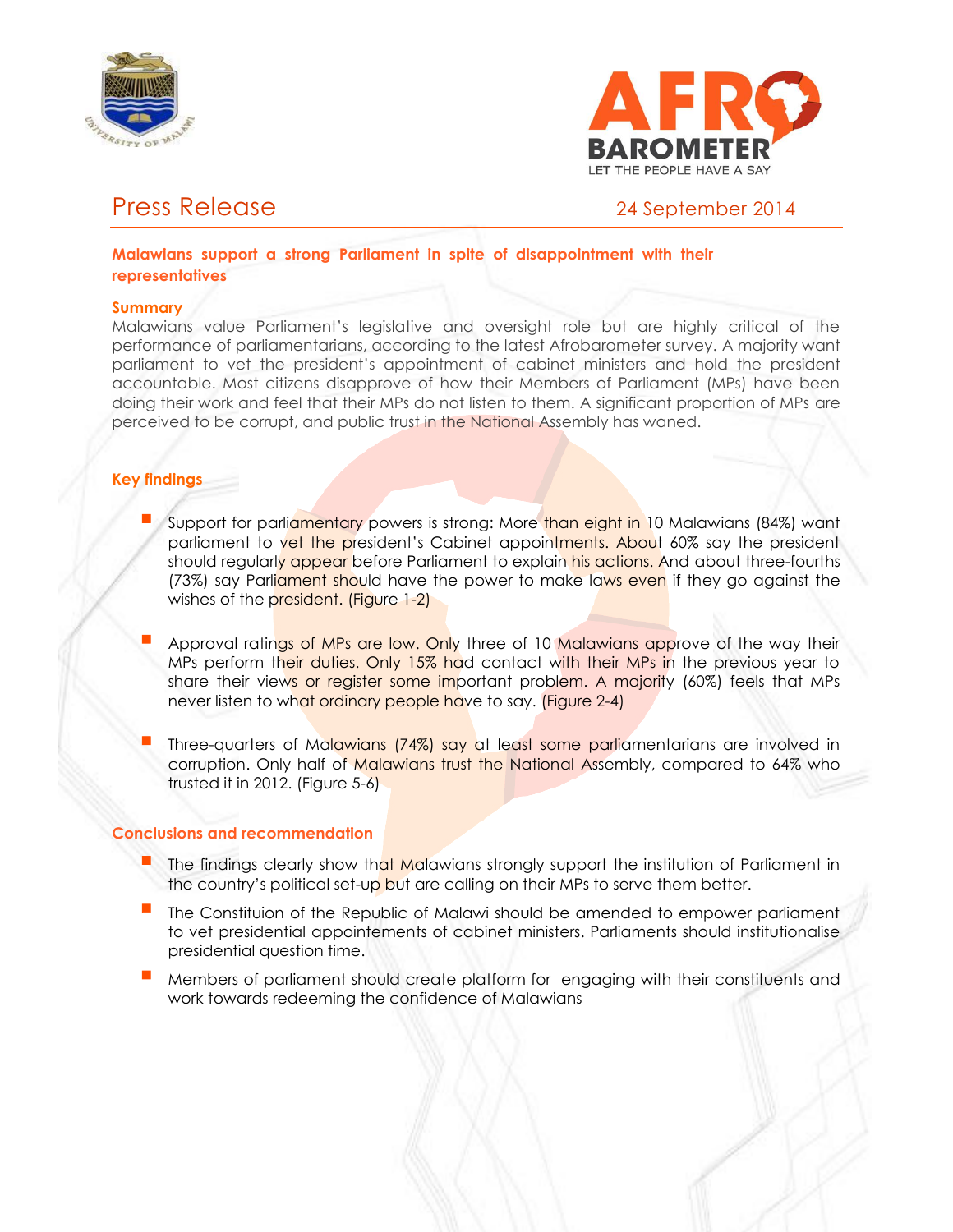# Press Release

24 September 2014

## Malawians support a strong Parliament in spite of disappointment with their representatives

### Summary

Malawians value Parliament's legislative and oversight role but are highly critical of the performance of parliamentarians, according to the latest Afrobarometer survey. A majority want parliament to vet the president's appointment of cabinet ministers and hold the president accountable. Most citizens disapprove of how their Members of Parliament (MPs) have been doing their work and feel that their MPs do not listen to them. A significant proportion of MPs are perceived to be corrupt, and public trust in the National Assembly has waned.

### Key findings

- Support for parliamentary powers is strong: More than eight in 10 Malawians (84%) want parliament to vet the president's Cabinet appointments. About 60% say the president should regularly appear before Parliament to explain his actions. And about three-fourths (73%) say Parliament should have the power to make laws even if they go against the wishes of the president. (Figure 1-2)
- Approval ratings of MPs are low. Only three of 10 Malawians approve of the way their MPs perform their duties. Only 15% had contact with their MPs in the previous year to share their views or register some important problem. A majority (60%) feels that MPs never listen to what ordinary people have to say. (Figure 2-4)
- Three-quarters of Malawians (74%) say at least some parliamentarians are involved in corruption. Only half of Malawians trust the National Assembly, compared to 64% who trusted it in 2012. (Figure 5-6)

### Conclusions and recommendation

- The findings clearly show that Malawians strongly support the institution of Parliament in the country's political set-up but are calling on their MPs to serve them better.
- The Constituion of the Republic of Malawi should be amended to empower parliament to vet presidential appointements of cabinet ministers. Parliaments should institutionalise presidential question time.
- Members of parliament should create platform for engaging with their constituents and work towards redeeming the confidence of Malawians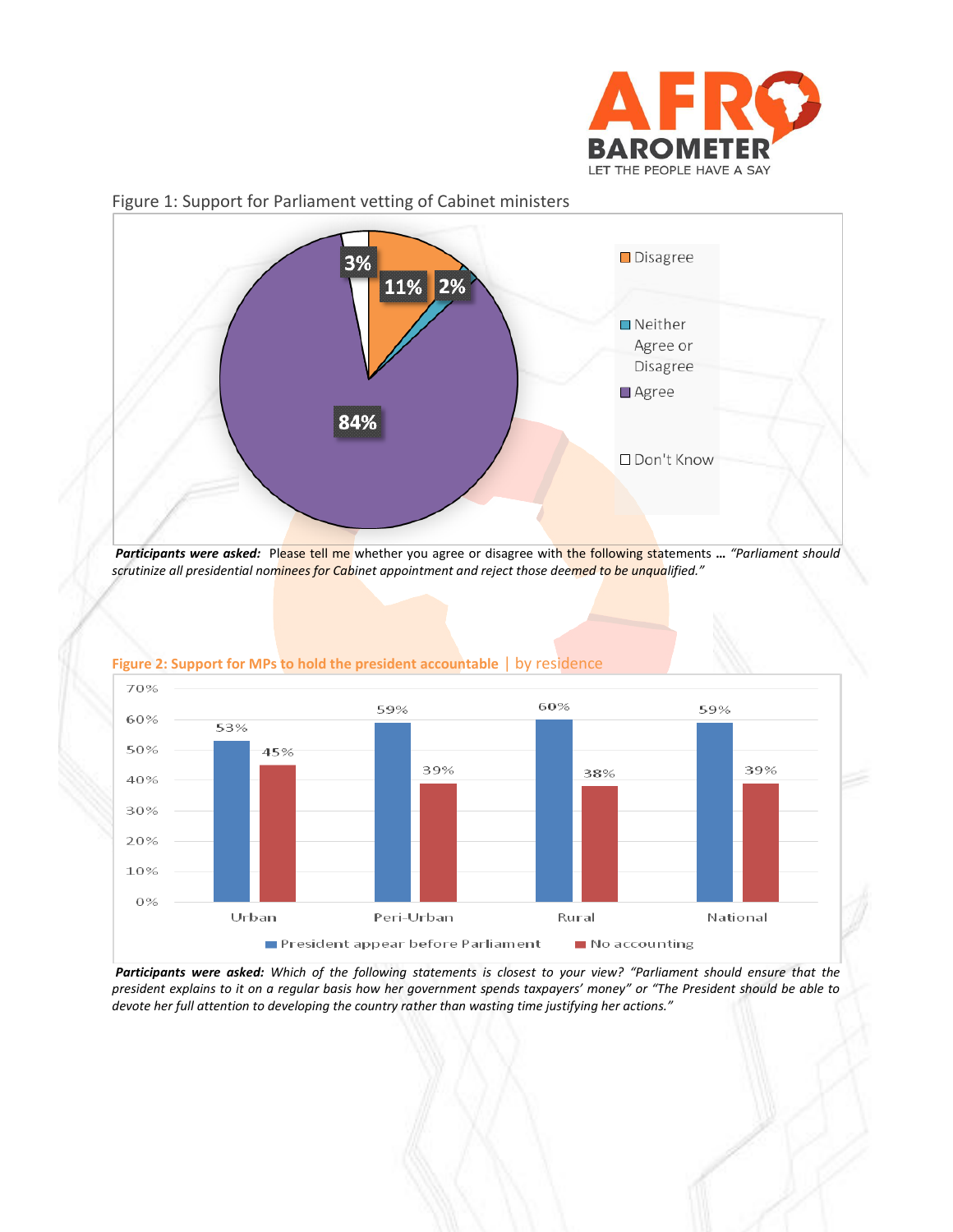Figure 1: Support for Parliament vetting of Cabinet ministers

| Response | Percentage |
|---|---|
| Disagree | 11% |
| Neither Agree or Disagree | 2% |
| Agree | 84% |
| Don't Know | 3% |

***Participants were asked:*** Please tell me whether you agree or disagree with the following statements **…** *"Parliament should scrutinize all presidential nominees for Cabinet appointment and reject those deemed to be unqualified."*

**Figure 2: Support for MPs to hold the president accountable** | by residence

| | Urban | Peri-Urban | Rural | National |
|---|---|---|---|---|
| President appear before Parliament | 53% | 59% | 60% | 59% |
| No accounting | 45% | 39% | 38% | 39% |

***Participants were asked:*** *Which of the following statements is closest to your view? "Parliament should ensure that the president explains to it on a regular basis how her government spends taxpayers' money" or "The President should be able to devote her full attention to developing the country rather than wasting time justifying her actions."*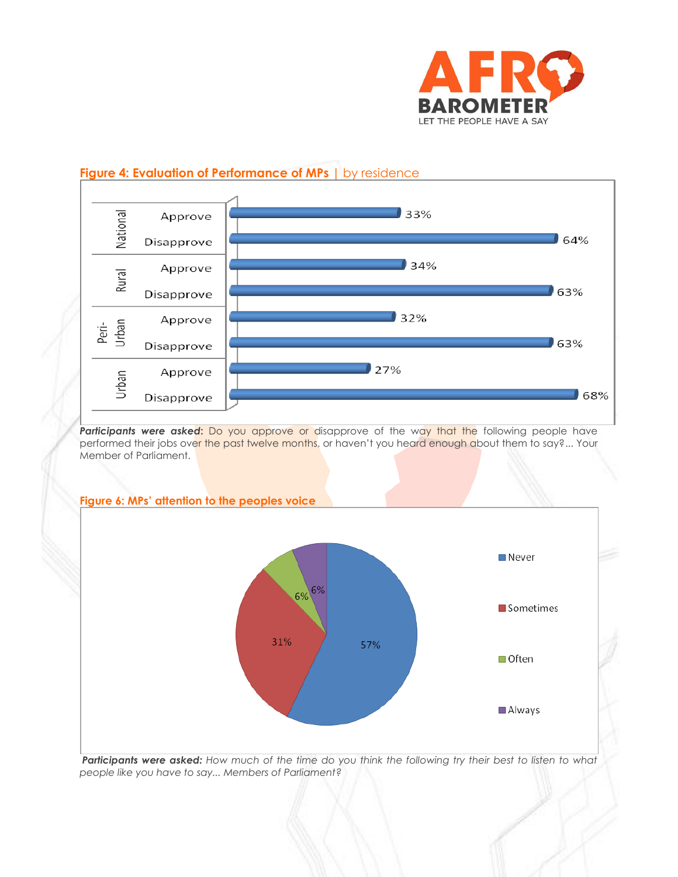**Figure 4: Evaluation of Performance of MPs** | by residence

| Residence | Response | % |
|---|---|---|
| National | Approve | 33% |
| National | Disapprove | 64% |
| Rural | Approve | 34% |
| Rural | Disapprove | 63% |
| Peri-Urban | Approve | 32% |
| Peri-Urban | Disapprove | 63% |
| Urban | Approve | 27% |
| Urban | Disapprove | 68% |

***Participants were asked:*** Do you approve or disapprove of the way that the following people have performed their jobs over the past twelve months, or haven't you heard enough about them to say?... Your Member of Parliament.

**Figure 6: MPs' attention to the peoples voice**

| Response | % |
|---|---|
| Never | 57% |
| Sometimes | 31% |
| Often | 6% |
| Always | 6% |

***Participants were asked:*** *How much of the time do you think the following try their best to listen to what people like you have to say... Members of Parliament?*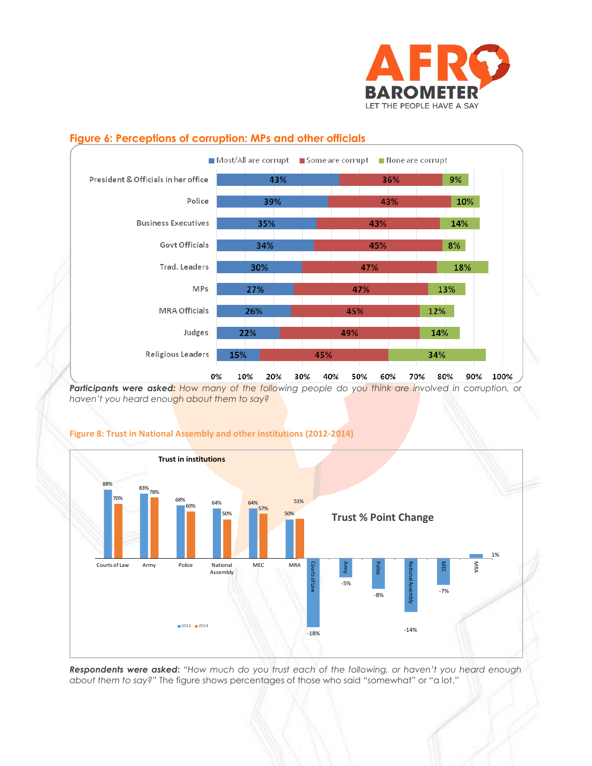## Figure 6: Perceptions of corruption: MPs and other officials

| | Most/All are corrupt | Some are corrupt | None are corrupt |
|---|---|---|---|
| President & Officials in her office | 43% | 36% | 9% |
| Police | 39% | 43% | 10% |
| Business Executives | 35% | 43% | 14% |
| Govt Officials | 34% | 45% | 8% |
| Trad. Leaders | 30% | 47% | 18% |
| MPs | 27% | 47% | 13% |
| MRA Officials | 26% | 45% | 12% |
| Judges | 22% | 49% | 14% |
| Religious Leaders | 15% | 45% | 34% |

***Participants were asked:*** *How many of the following people do you think are involved in corruption, or haven't you heard enough about them to say?*

## Figure 8: Trust in National Assembly and other institutions (2012-2014)

**Trust in institutions**

| | 2012 | 2014 |
|---|---|---|
| Courts of Law | 88% | 70% |
| Army | 83% | 78% |
| Police | 68% | 60% |
| National Assembly | 64% | 50% |
| MEC | 64% | 57% |
| MRA | 50% | 51% |

**Trust % Point Change**

| | Change |
|---|---|
| Courts of Law | -18% |
| Army | -5% |
| Police | -8% |
| National Assembly | -14% |
| MEC | -7% |
| MRA | 1% |

***Respondents were asked:*** *"How much do you trust each of the following, or haven't you heard enough about them to say?"* The figure shows percentages of those who said "somewhat" or "a lot."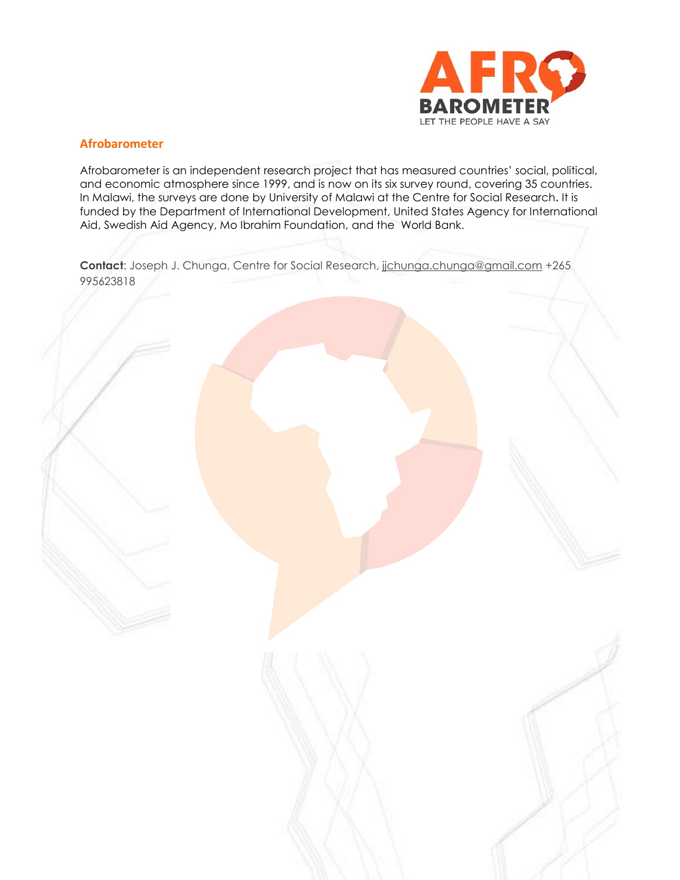## Afrobarometer

Afrobarometer is an independent research project that has measured countries' social, political, and economic atmosphere since 1999, and is now on its six survey round, covering 35 countries. In Malawi, the surveys are done by University of Malawi at the Centre for Social Research. It is funded by the Department of International Development, United States Agency for International Aid, Swedish Aid Agency, Mo Ibrahim Foundation, and the World Bank.

**Contact**: Joseph J. Chunga, Centre for Social Research, jjchunga.chunga@gmail.com +265 995623818